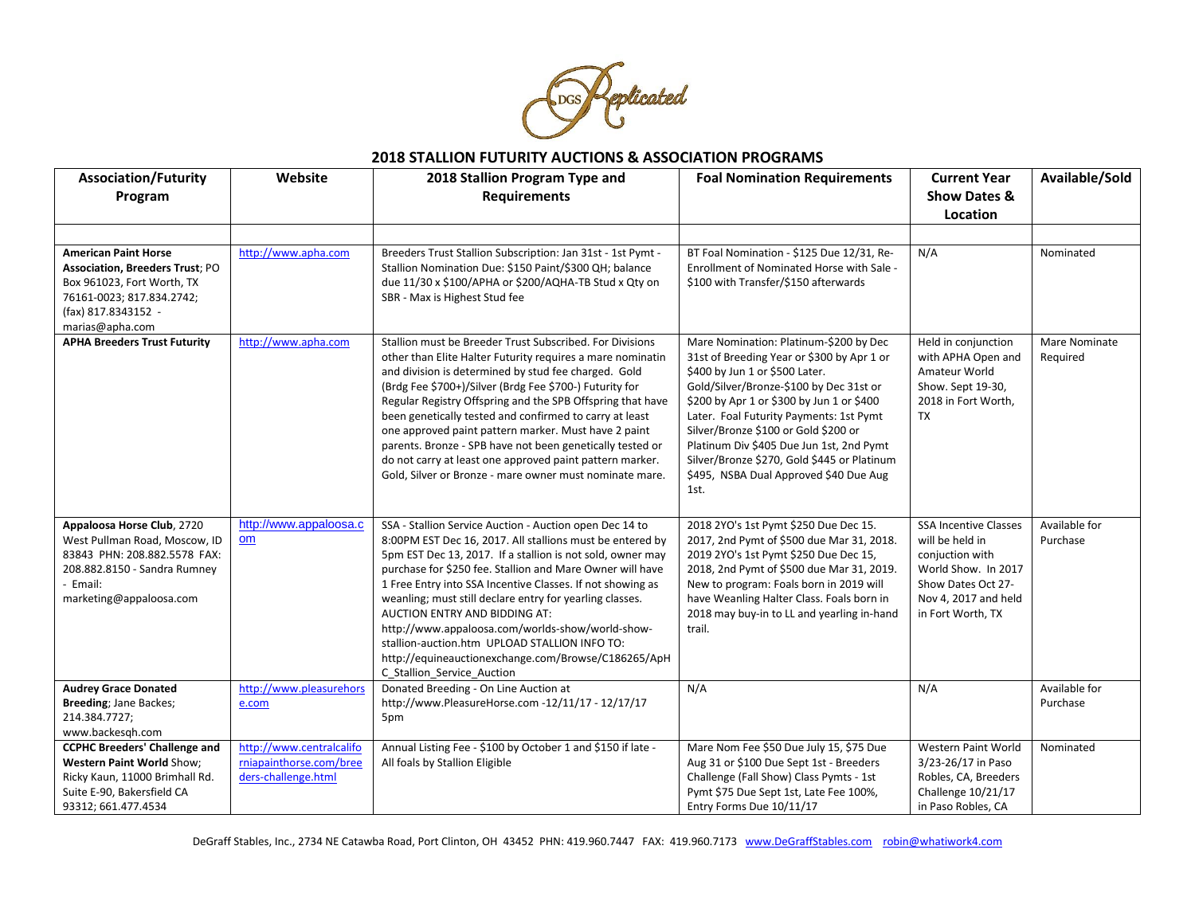## 2018 STALLION FUTURITY AUCTIONS & ASSOCIATION PROGRAMS

| Association/Futurity Program | Website | 2018 Stallion Program Type and Requirements | Foal Nomination Requirements | Current Year Show Dates & Location | Available/Sold |
|---|---|---|---|---|---|
| | | | | | |
| **American Paint Horse Association, Breeders Trust**; PO Box 961023, Fort Worth, TX 76161-0023; 817.834.2742; (fax) 817.8343152 - marias@apha.com | http://www.apha.com | Breeders Trust Stallion Subscription: Jan 31st - 1st Pymt - Stallion Nomination Due: $150 Paint/$300 QH; balance due 11/30 x $100/APHA or $200/AQHA-TB Stud x Qty on SBR - Max is Highest Stud fee | BT Foal Nomination - $125 Due 12/31, Re-Enrollment of Nominated Horse with Sale - $100 with Transfer/$150 afterwards | N/A | Nominated |
| **APHA Breeders Trust Futurity** | http://www.apha.com | Stallion must be Breeder Trust Subscribed. For Divisions other than Elite Halter Futurity requires a mare nominatin and division is determined by stud fee charged. Gold (Brdg Fee $700+)/Silver (Brdg Fee $700-) Futurity for Regular Registry Offspring and the SPB Offspring that have been genetically tested and confirmed to carry at least one approved paint pattern marker. Must have 2 paint parents. Bronze - SPB have not been genetically tested or do not carry at least one approved paint pattern marker. Gold, Silver or Bronze - mare owner must nominate mare. | Mare Nomination: Platinum-$200 by Dec 31st of Breeding Year or $300 by Apr 1 or $400 by Jun 1 or $500 Later. Gold/Silver/Bronze-$100 by Dec 31st or $200 by Apr 1 or $300 by Jun 1 or $400 Later. Foal Futurity Payments: 1st Pymt Silver/Bronze $100 or Gold $200 or Platinum Div $405 Due Jun 1st, 2nd Pymt Silver/Bronze $270, Gold $445 or Platinum $495, NSBA Dual Approved $40 Due Aug 1st. | Held in conjunction with APHA Open and Amateur World Show. Sept 19-30, 2018 in Fort Worth, TX | Mare Nominate Required |
| **Appaloosa Horse Club**, 2720 West Pullman Road, Moscow, ID 83843 PHN: 208.882.5578 FAX: 208.882.8150 - Sandra Rumney - Email: marketing@appaloosa.com | http://www.appaloosa.com | SSA - Stallion Service Auction - Auction open Dec 14 to 8:00PM EST Dec 16, 2017. All stallions must be entered by 5pm EST Dec 13, 2017. If a stallion is not sold, owner may purchase for $250 fee. Stallion and Mare Owner will have 1 Free Entry into SSA Incentive Classes. If not showing as weanling; must still declare entry for yearling classes. AUCTION ENTRY AND BIDDING AT: http://www.appaloosa.com/worlds-show/world-show-stallion-auction.htm UPLOAD STALLION INFO TO: http://equineauctionexchange.com/Browse/C186265/ApHC_Stallion_Service_Auction | 2018 2YO's 1st Pymt $250 Due Dec 15. 2017, 2nd Pymt of $500 due Mar 31, 2018. 2019 2YO's 1st Pymt $250 Due Dec 15, 2018, 2nd Pymt of $500 due Mar 31, 2019. New to program: Foals born in 2019 will have Weanling Halter Class. Foals born in 2018 may buy-in to LL and yearling in-hand trail. | SSA Incentive Classes will be held in conjuction with World Show. In 2017 Show Dates Oct 27-Nov 4, 2017 and held in Fort Worth, TX | Available for Purchase |
| **Audrey Grace Donated Breeding**; Jane Backes; 214.384.7727; www.backesqh.com | http://www.pleasurehorse.com | Donated Breeding - On Line Auction at http://www.PleasureHorse.com -12/11/17 - 12/17/17 5pm | N/A | N/A | Available for Purchase |
| **CCPHC Breeders' Challenge and Western Paint World** Show; Ricky Kaun, 11000 Brimhall Rd. Suite E-90, Bakersfield CA 93312; 661.477.4534 | http://www.centralcalifornianiapainthorse.com/breeders-challenge.html | Annual Listing Fee - $100 by October 1 and $150 if late - All foals by Stallion Eligible | Mare Nom Fee $50 Due July 15, $75 Due Aug 31 or $100 Due Sept 1st - Breeders Challenge (Fall Show) Class Pymts - 1st Pymt $75 Due Sept 1st, Late Fee 100%, Entry Forms Due 10/11/17 | Western Paint World 3/23-26/17 in Paso Robles, CA, Breeders Challenge 10/21/17 in Paso Robles, CA | Nominated |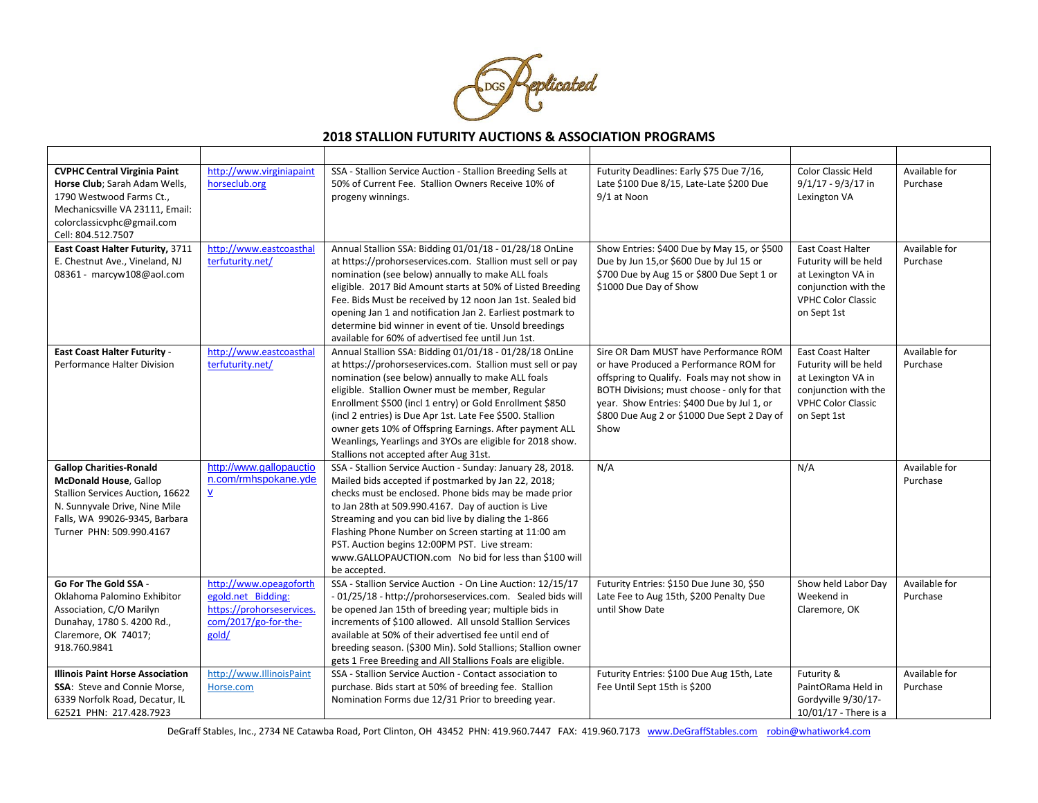## 2018 STALLION FUTURITY AUCTIONS & ASSOCIATION PROGRAMS

| | | | | | |
|---|---|---|---|---|---|
| **CVPHC Central Virginia Paint Horse Club**; Sarah Adam Wells, 1790 Westwood Farms Ct., Mechanicsville VA 23111, Email: colorclassicvphc@gmail.com Cell: 804.512.7507 | http://www.virginiapainthorseclub.org | SSA - Stallion Service Auction - Stallion Breeding Sells at 50% of Current Fee. Stallion Owners Receive 10% of progeny winnings. | Futurity Deadlines: Early $75 Due 7/16, Late $100 Due 8/15, Late-Late $200 Due 9/1 at Noon | Color Classic Held 9/1/17 - 9/3/17 in Lexington VA | Available for Purchase |
| **East Coast Halter Futurity,** 3711 E. Chestnut Ave., Vineland, NJ 08361 - marcyw108@aol.com | http://www.eastcoasthalterfuturity.net/ | Annual Stallion SSA: Bidding 01/01/18 - 01/28/18 OnLine at https://prohorseservices.com. Stallion must sell or pay nomination (see below) annually to make ALL foals eligible. 2017 Bid Amount starts at 50% of Listed Breeding Fee. Bids Must be received by 12 noon Jan 1st. Sealed bid opening Jan 1 and notification Jan 2. Earliest postmark to determine bid winner in event of tie. Unsold breedings available for 60% of advertised fee until Jun 1st. | Show Entries: $400 Due by May 15, or $500 Due by Jun 15,or $600 Due by Jul 15 or $700 Due by Aug 15 or $800 Due Sept 1 or $1000 Due Day of Show | East Coast Halter Futurity will be held at Lexington VA in conjunction with the VPHC Color Classic on Sept 1st | Available for Purchase |
| **East Coast Halter Futurity** - Performance Halter Division | http://www.eastcoasthalterfuturity.net/ | Annual Stallion SSA: Bidding 01/01/18 - 01/28/18 OnLine at https://prohorseservices.com. Stallion must sell or pay nomination (see below) annually to make ALL foals eligible. Stallion Owner must be member, Regular Enrollment $500 (incl 1 entry) or Gold Enrollment $850 (incl 2 entries) is Due Apr 1st. Late Fee $500. Stallion owner gets 10% of Offspring Earnings. After payment ALL Weanlings, Yearlings and 3YOs are eligible for 2018 show. Stallions not accepted after Aug 31st. | Sire OR Dam MUST have Performance ROM or have Produced a Performance ROM for offspring to Qualify. Foals may not show in BOTH Divisions; must choose - only for that year. Show Entries: $400 Due by Jul 1, or $800 Due Aug 2 or $1000 Due Sept 2 Day of Show | East Coast Halter Futurity will be held at Lexington VA in conjunction with the VPHC Color Classic on Sept 1st | Available for Purchase |
| **Gallop Charities-Ronald McDonald House**, Gallop Stallion Services Auction, 16622 N. Sunnyvale Drive, Nine Mile Falls, WA 99026-9345, Barbara Turner PHN: 509.990.4167 | http://www.gallopauction.com/rmhspokane.ydev | SSA - Stallion Service Auction - Sunday: January 28, 2018. Mailed bids accepted if postmarked by Jan 22, 2018; checks must be enclosed. Phone bids may be made prior to Jan 28th at 509.990.4167. Day of auction is Live Streaming and you can bid live by dialing the 1-866 Flashing Phone Number on Screen starting at 11:00 am PST. Auction begins 12:00PM PST. Live stream: www.GALLOPAUCTION.com No bid for less than $100 will be accepted. | N/A | N/A | Available for Purchase |
| **Go For The Gold SSA** - Oklahoma Palomino Exhibitor Association, C/O Marilyn Dunahay, 1780 S. 4200 Rd., Claremore, OK 74017; 918.760.9841 | http://www.opeagoforthegold.net Bidding: https://prohorseservices.com/2017/go-for-the-gold/ | SSA - Stallion Service Auction - On Line Auction: 12/15/17 - 01/25/18 - http://prohorseservices.com. Sealed bids will be opened Jan 15th of breeding year; multiple bids in increments of $100 allowed. All unsold Stallion Services available at 50% of their advertised fee until end of breeding season. ($300 Min). Sold Stallions; Stallion owner gets 1 Free Breeding and All Stallions Foals are eligible. | Futurity Entries: $150 Due June 30, $50 Late Fee to Aug 15th, $200 Penalty Due until Show Date | Show held Labor Day Weekend in Claremore, OK | Available for Purchase |
| **Illinois Paint Horse Association SSA**: Steve and Connie Morse, 6339 Norfolk Road, Decatur, IL 62521 PHN: 217.428.7923 | http://www.IllinoisPaintHorse.com | SSA - Stallion Service Auction - Contact association to purchase. Bids start at 50% of breeding fee. Stallion Nomination Forms due 12/31 Prior to breeding year. | Futurity Entries: $100 Due Aug 15th, Late Fee Until Sept 15th is $200 | Futurity & PaintORama Held in Gordyville 9/30/17-10/01/17 - There is a | Available for Purchase |

DeGraff Stables, Inc., 2734 NE Catawba Road, Port Clinton, OH 43452 PHN: 419.960.7447 FAX: 419.960.7173 www.DeGraffStables.com robin@whatiwork4.com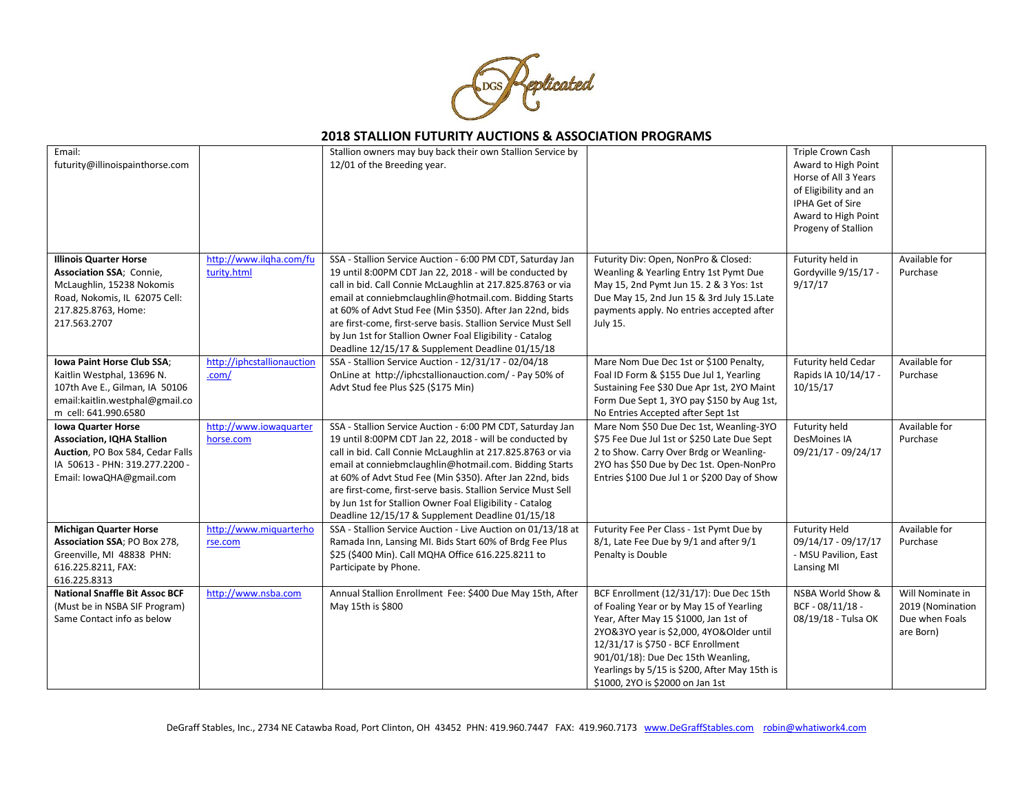## 2018 STALLION FUTURITY AUCTIONS & ASSOCIATION PROGRAMS

| | | | | | |
|---|---|---|---|---|---|
| Email: futurity@illinoispainthorse.com | | Stallion owners may buy back their own Stallion Service by 12/01 of the Breeding year. | | Triple Crown Cash Award to High Point Horse of All 3 Years of Eligibility and an IPHA Get of Sire Award to High Point Progeny of Stallion | |
| **Illinois Quarter Horse Association SSA**; Connie, McLaughlin, 15238 Nokomis Road, Nokomis, IL 62075 Cell: 217.825.8763, Home: 217.563.2707 | http://www.ilqha.com/futurity.html | SSA - Stallion Service Auction - 6:00 PM CDT, Saturday Jan 19 until 8:00PM CDT Jan 22, 2018 - will be conducted by call in bid. Call Connie McLaughlin at 217.825.8763 or via email at conniebmclaughlin@hotmail.com. Bidding Starts at 60% of Advt Stud Fee (Min $350). After Jan 22nd, bids are first-come, first-serve basis. Stallion Service Must Sell by Jun 1st for Stallion Owner Foal Eligibility - Catalog Deadline 12/15/17 & Supplement Deadline 01/15/18 | Futurity Div: Open, NonPro & Closed: Weanling & Yearling Entry 1st Pymt Due May 15, 2nd Pymt Jun 15. 2 & 3 Yos: 1st Due May 15, 2nd Jun 15 & 3rd July 15.Late payments apply. No entries accepted after July 15. | Futurity held in Gordyville 9/15/17 - 9/17/17 | Available for Purchase |
| **Iowa Paint Horse Club SSA**; Kaitlin Westphal, 13696 N. 107th Ave E., Gilman, IA 50106 email:kaitlin.westphal@gmail.com cell: 641.990.6580 | http://iphcstallionauction.com/ | SSA - Stallion Service Auction - 12/31/17 - 02/04/18 OnLine at http://iphcstallionauction.com/ - Pay 50% of Advt Stud fee Plus $25 ($175 Min) | Mare Nom Due Dec 1st or $100 Penalty, Foal ID Form & $155 Due Jul 1, Yearling Sustaining Fee $30 Due Apr 1st, 2YO Maint Form Due Sept 1, 3YO pay $150 by Aug 1st, No Entries Accepted after Sept 1st | Futurity held Cedar Rapids IA 10/14/17 - 10/15/17 | Available for Purchase |
| **Iowa Quarter Horse Association, IQHA Stallion Auction**, PO Box 584, Cedar Falls IA 50613 - PHN: 319.277.2200 - Email: IowaQHA@gmail.com | http://www.iowaquarterhorse.com | SSA - Stallion Service Auction - 6:00 PM CDT, Saturday Jan 19 until 8:00PM CDT Jan 22, 2018 - will be conducted by call in bid. Call Connie McLaughlin at 217.825.8763 or via email at conniebmclaughlin@hotmail.com. Bidding Starts at 60% of Advt Stud Fee (Min $350). After Jan 22nd, bids are first-come, first-serve basis. Stallion Service Must Sell by Jun 1st for Stallion Owner Foal Eligibility - Catalog Deadline 12/15/17 & Supplement Deadline 01/15/18 | Mare Nom $50 Due Dec 1st, Weanling-3YO $75 Fee Due Jul 1st or $250 Late Due Sept 2 to Show. Carry Over Brdg or Weanling-2YO has $50 Due by Dec 1st. Open-NonPro Entries $100 Due Jul 1 or $200 Day of Show | Futurity held DesMoines IA 09/21/17 - 09/24/17 | Available for Purchase |
| **Michigan Quarter Horse Association SSA**; PO Box 278, Greenville, MI 48838 PHN: 616.225.8211, FAX: 616.225.8313 | http://www.miquarterhorse.com | SSA - Stallion Service Auction - Live Auction on 01/13/18 at Ramada Inn, Lansing MI. Bids Start 60% of Brdg Fee Plus $25 ($400 Min). Call MQHA Office 616.225.8211 to Participate by Phone. | Futurity Fee Per Class - 1st Pymt Due by 8/1, Late Fee Due by 9/1 and after 9/1 Penalty is Double | Futurity Held 09/14/17 - 09/17/17 - MSU Pavilion, East Lansing MI | Available for Purchase |
| **National Snaffle Bit Assoc BCF** (Must be in NSBA SIF Program) Same Contact info as below | http://www.nsba.com | Annual Stallion Enrollment Fee: $400 Due May 15th, After May 15th is $800 | BCF Enrollment (12/31/17): Due Dec 15th of Foaling Year or by May 15 of Yearling Year, After May 15 $1000, Jan 1st of 2YO&3YO year is $2,000, 4YO&Older until 12/31/17 is $750 - BCF Enrollment 901/01/18): Due Dec 15th Weanling, Yearlings by 5/15 is $200, After May 15th is $1000, 2YO is $2000 on Jan 1st | NSBA World Show & BCF - 08/11/18 - 08/19/18 - Tulsa OK | Will Nominate in 2019 (Nomination Due when Foals are Born) |

DeGraff Stables, Inc., 2734 NE Catawba Road, Port Clinton, OH 43452 PHN: 419.960.7447 FAX: 419.960.7173 www.DeGraffStables.com robin@whatiwork4.com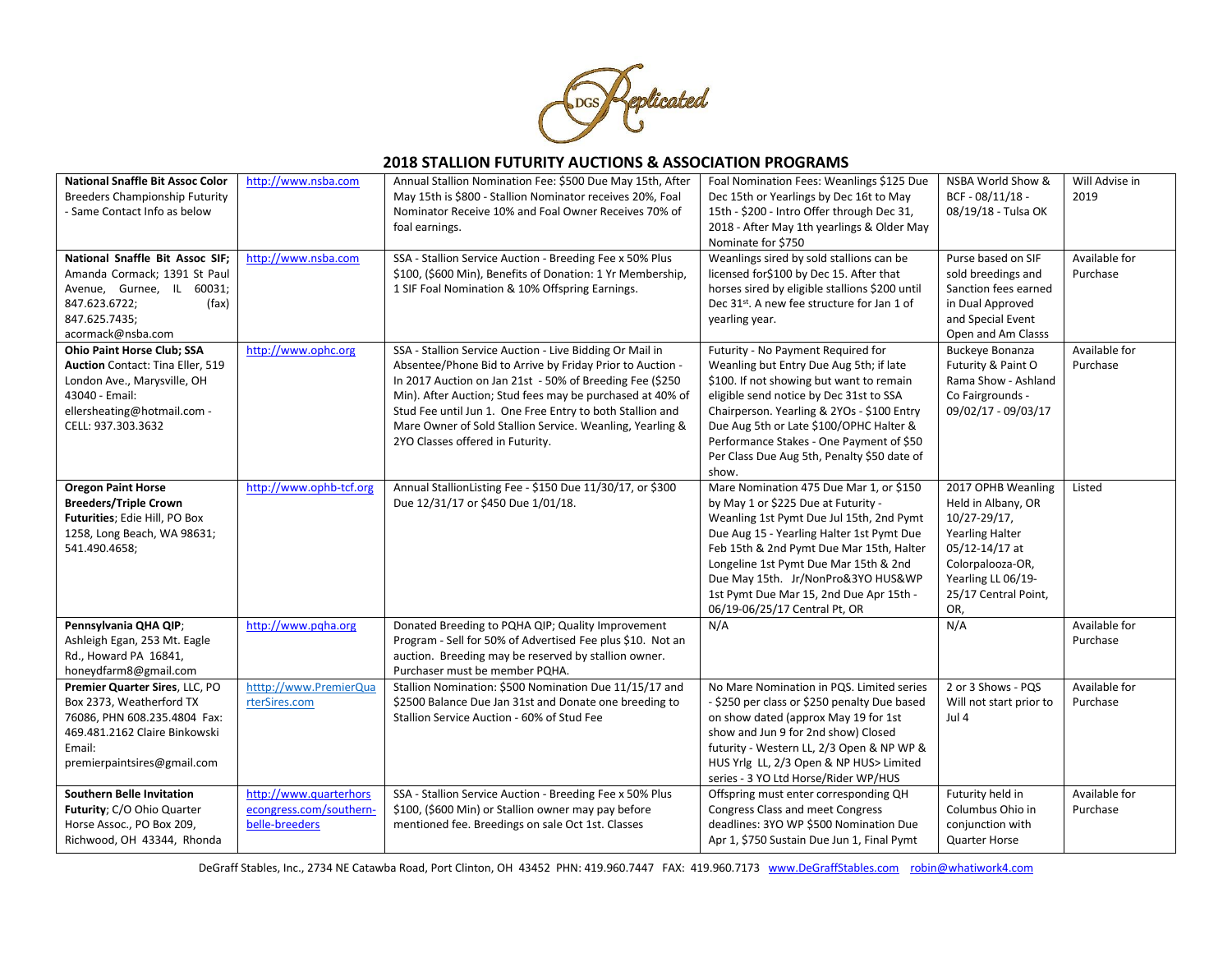## 2018 STALLION FUTURITY AUCTIONS & ASSOCIATION PROGRAMS

| | | | | | |
|---|---|---|---|---|---|
| **National Snaffle Bit Assoc Color** Breeders Championship Futurity - Same Contact Info as below | http://www.nsba.com | Annual Stallion Nomination Fee: $500 Due May 15th, After May 15th is $800 - Stallion Nominator receives 20%, Foal Nominator Receive 10% and Foal Owner Receives 70% of foal earnings. | Foal Nomination Fees: Weanlings $125 Due Dec 15th or Yearlings by Dec 16t to May 15th - $200 - Intro Offer through Dec 31, 2018 - After May 1th yearlings & Older May Nominate for $750 | NSBA World Show & BCF - 08/11/18 - 08/19/18 - Tulsa OK | Will Advise in 2019 |
| **National Snaffle Bit Assoc SIF;** Amanda Cormack; 1391 St Paul Avenue, Gurnee, IL 60031; 847.623.6722; (fax) 847.625.7435; acormack@nsba.com | http://www.nsba.com | SSA - Stallion Service Auction - Breeding Fee x 50% Plus $100, ($600 Min), Benefits of Donation: 1 Yr Membership, 1 SIF Foal Nomination & 10% Offspring Earnings. | Weanlings sired by sold stallions can be licensed for$100 by Dec 15. After that horses sired by eligible stallions $200 until Dec 31st. A new fee structure for Jan 1 of yearling year. | Purse based on SIF sold breedings and Sanction fees earned in Dual Approved and Special Event Open and Am Classs | Available for Purchase |
| **Ohio Paint Horse Club; SSA Auction** Contact: Tina Eller, 519 London Ave., Marysville, OH 43040 - Email: ellersheating@hotmail.com - CELL: 937.303.3632 | http://www.ophc.org | SSA - Stallion Service Auction - Live Bidding Or Mail in Absentee/Phone Bid to Arrive by Friday Prior to Auction - In 2017 Auction on Jan 21st - 50% of Breeding Fee ($250 Min). After Auction; Stud fees may be purchased at 40% of Stud Fee until Jun 1. One Free Entry to both Stallion and Mare Owner of Sold Stallion Service. Weanling, Yearling & 2YO Classes offered in Futurity. | Futurity - No Payment Required for Weanling but Entry Due Aug 5th; if late $100. If not showing but want to remain eligible send notice by Dec 31st to SSA Chairperson. Yearling & 2YOs - $100 Entry Due Aug 5th or Late $100/OPHC Halter & Performance Stakes - One Payment of $50 Per Class Due Aug 5th, Penalty $50 date of show. | Buckeye Bonanza Futurity & Paint O Rama Show - Ashland Co Fairgrounds - 09/02/17 - 09/03/17 | Available for Purchase |
| **Oregon Paint Horse Breeders/Triple Crown Futurities**; Edie Hill, PO Box 1258, Long Beach, WA 98631; 541.490.4658; | http://www.ophb-tcf.org | Annual StallionListing Fee - $150 Due 11/30/17, or $300 Due 12/31/17 or $450 Due 1/01/18. | Mare Nomination 475 Due Mar 1, or $150 by May 1 or $225 Due at Futurity - Weanling 1st Pymt Due Jul 15th, 2nd Pymt Due Aug 15 - Yearling Halter 1st Pymt Due Feb 15th & 2nd Pymt Due Mar 15th, Halter Longeline 1st Pymt Due Mar 15th & 2nd Due May 15th. Jr/NonPro&3YO HUS&WP 1st Pymt Due Mar 15, 2nd Due Apr 15th - 06/19-06/25/17 Central Pt, OR | 2017 OPHB Weanling Held in Albany, OR 10/27-29/17, Yearling Halter 05/12-14/17 at Colorpalooza-OR, Yearling LL 06/19-25/17 Central Point, OR, | Listed |
| **Pennsylvania QHA QIP**; Ashleigh Egan, 253 Mt. Eagle Rd., Howard PA 16841, honeydfarm8@gmail.com | http://www.pqha.org | Donated Breeding to PQHA QIP; Quality Improvement Program - Sell for 50% of Advertised Fee plus $10. Not an auction. Breeding may be reserved by stallion owner. Purchaser must be member PQHA. | N/A | N/A | Available for Purchase |
| **Premier Quarter Sires**, LLC, PO Box 2373, Weatherford TX 76086, PHN 608.235.4804 Fax: 469.481.2162 Claire Binkowski Email: premierpaintsires@gmail.com | htttp://www.PremierQuarterSires.com | Stallion Nomination: $500 Nomination Due 11/15/17 and $2500 Balance Due Jan 31st and Donate one breeding to Stallion Service Auction - 60% of Stud Fee | No Mare Nomination in PQS. Limited series - $250 per class or $250 penalty Due based on show dated (approx May 19 for 1st show and Jun 9 for 2nd show) Closed futurity - Western LL, 2/3 Open & NP WP & HUS Yrlg LL, 2/3 Open & NP HUS> Limited series - 3 YO Ltd Horse/Rider WP/HUS | 2 or 3 Shows - PQS Will not start prior to Jul 4 | Available for Purchase |
| **Southern Belle Invitation Futurity**; C/O Ohio Quarter Horse Assoc., PO Box 209, Richwood, OH 43344, Rhonda | http://www.quarterhorsecongress.com/southern-belle-breeders | SSA - Stallion Service Auction - Breeding Fee x 50% Plus $100, ($600 Min) or Stallion owner may pay before mentioned fee. Breedings on sale Oct 1st. Classes | Offspring must enter corresponding QH Congress Class and meet Congress deadlines: 3YO WP $500 Nomination Due Apr 1, $750 Sustain Due Jun 1, Final Pymt | Futurity held in Columbus Ohio in conjunction with Quarter Horse | Available for Purchase |

DeGraff Stables, Inc., 2734 NE Catawba Road, Port Clinton, OH 43452 PHN: 419.960.7447 FAX: 419.960.7173 www.DeGraffStables.com robin@whatiwork4.com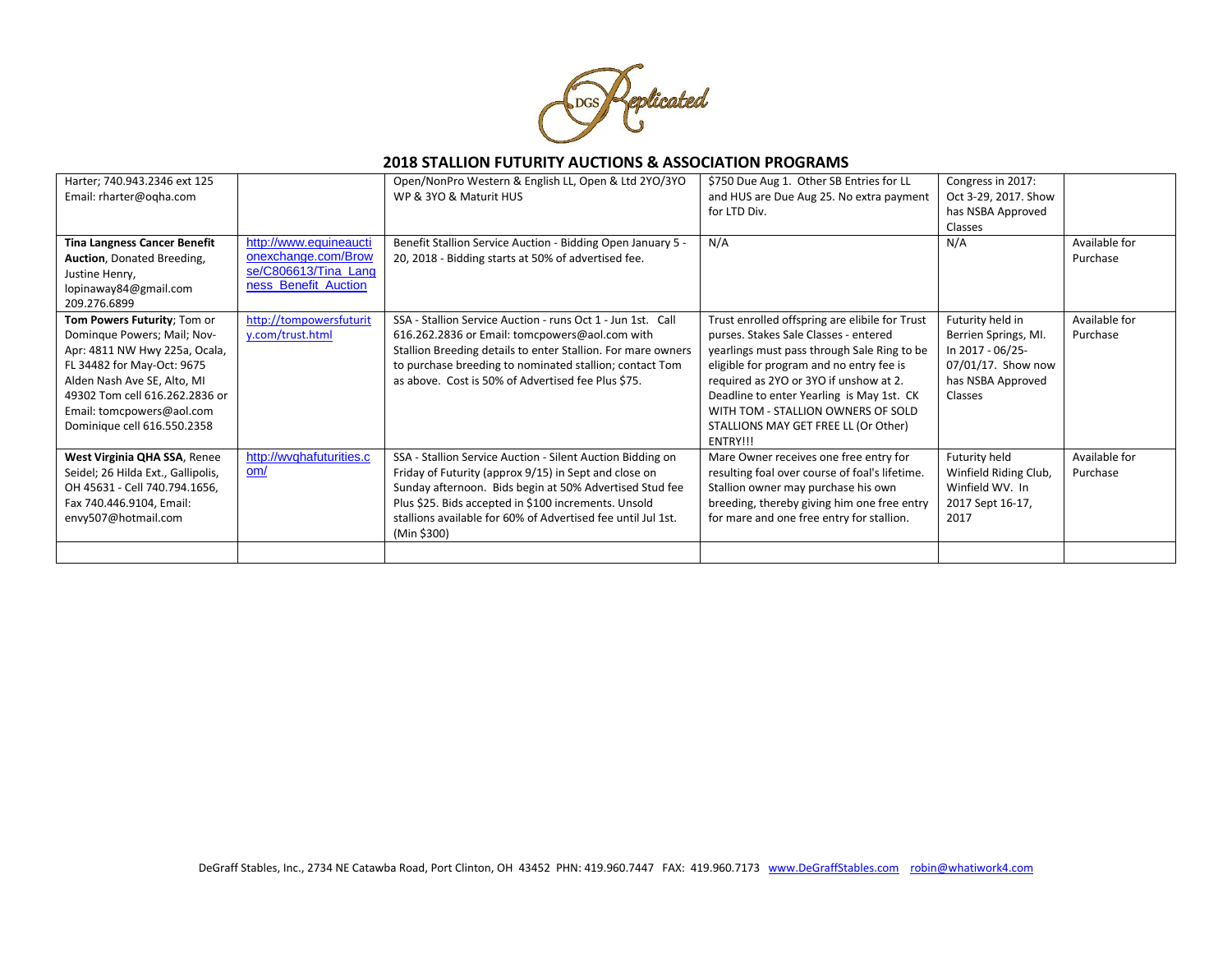## 2018 STALLION FUTURITY AUCTIONS & ASSOCIATION PROGRAMS

| | | | | | |
|---|---|---|---|---|---|
| Harter; 740.943.2346 ext 125 Email: rharter@oqha.com | | Open/NonPro Western & English LL, Open & Ltd 2YO/3YO WP & 3YO & Maturit HUS | $750 Due Aug 1. Other SB Entries for LL and HUS are Due Aug 25. No extra payment for LTD Div. | Congress in 2017: Oct 3-29, 2017. Show has NSBA Approved Classes | |
| **Tina Langness Cancer Benefit Auction**, Donated Breeding, Justine Henry, lopinaway84@gmail.com 209.276.6899 | http://www.equineauctionexchange.com/Browse/C806613/Tina_Langness_Benefit_Auction | Benefit Stallion Service Auction - Bidding Open January 5 - 20, 2018 - Bidding starts at 50% of advertised fee. | N/A | N/A | Available for Purchase |
| **Tom Powers Futurity**; Tom or Dominque Powers; Mail; Nov-Apr: 4811 NW Hwy 225a, Ocala, FL 34482 for May-Oct: 9675 Alden Nash Ave SE, Alto, MI 49302 Tom cell 616.262.2836 or Email: tomcpowers@aol.com Dominique cell 616.550.2358 | http://tompowersfuturity.com/trust.html | SSA - Stallion Service Auction - runs Oct 1 - Jun 1st. Call 616.262.2836 or Email: tomcpowers@aol.com with Stallion Breeding details to enter Stallion. For mare owners to purchase breeding to nominated stallion; contact Tom as above. Cost is 50% of Advertised fee Plus $75. | Trust enrolled offspring are elibile for Trust purses. Stakes Sale Classes - entered yearlings must pass through Sale Ring to be eligible for program and no entry fee is required as 2YO or 3YO if unshow at 2. Deadline to enter Yearling is May 1st. CK WITH TOM - STALLION OWNERS OF SOLD STALLIONS MAY GET FREE LL (Or Other) ENTRY!!! | Futurity held in Berrien Springs, MI. In 2017 - 06/25-07/01/17. Show now has NSBA Approved Classes | Available for Purchase |
| **West Virginia QHA SSA**, Renee Seidel; 26 Hilda Ext., Gallipolis, OH 45631 - Cell 740.794.1656, Fax 740.446.9104, Email: envy507@hotmail.com | http://wvqhafuturities.com/ | SSA - Stallion Service Auction - Silent Auction Bidding on Friday of Futurity (approx 9/15) in Sept and close on Sunday afternoon. Bids begin at 50% Advertised Stud fee Plus $25. Bids accepted in $100 increments. Unsold stallions available for 60% of Advertised fee until Jul 1st. (Min $300) | Mare Owner receives one free entry for resulting foal over course of foal's lifetime. Stallion owner may purchase his own breeding, thereby giving him one free entry for mare and one free entry for stallion. | Futurity held Winfield Riding Club, Winfield WV. In 2017 Sept 16-17, 2017 | Available for Purchase |
| | | | | | |

DeGraff Stables, Inc., 2734 NE Catawba Road, Port Clinton, OH 43452 PHN: 419.960.7447 FAX: 419.960.7173 www.DeGraffStables.com robin@whatiwork4.com